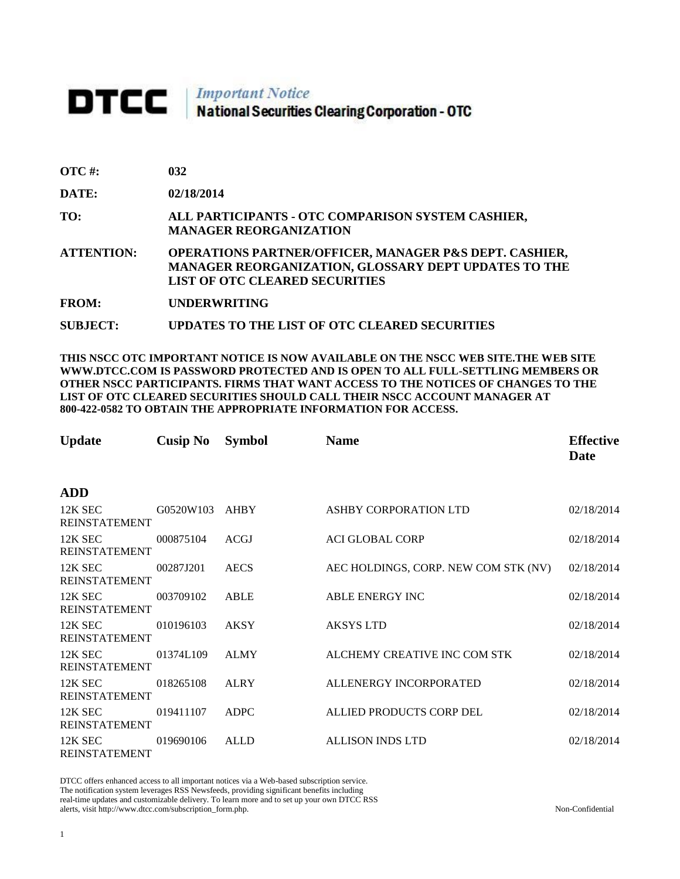# DTCC | *Important Notice* National Securities Clearing Corporation - OTC

**OTC #:** 032

**DATE:** 02/18/2014

**TO:** ALL PARTICIPANTS - OTC COMPARISON SYSTEM CASHIER, MANAGER REORGANIZATION

**ATTENTION:** OPERATIONS PARTNER/OFFICER, MANAGER P&S DEPT. CASHIER, MANAGER REORGANIZATION, GLOSSARY DEPT UPDATES TO THE LIST OF OTC CLEARED SECURITIES

**FROM:** UNDERWRITING

**SUBJECT:** UPDATES TO THE LIST OF OTC CLEARED SECURITIES

**THIS NSCC OTC IMPORTANT NOTICE IS NOW AVAILABLE ON THE NSCC WEB SITE.THE WEB SITE WWW.DTCC.COM IS PASSWORD PROTECTED AND IS OPEN TO ALL FULL-SETTLING MEMBERS OR OTHER NSCC PARTICIPANTS. FIRMS THAT WANT ACCESS TO THE NOTICES OF CHANGES TO THE LIST OF OTC CLEARED SECURITIES SHOULD CALL THEIR NSCC ACCOUNT MANAGER AT 800-422-0582 TO OBTAIN THE APPROPRIATE INFORMATION FOR ACCESS.**

| Update | Cusip No | Symbol | Name | Effective Date |
|---|---|---|---|---|
| **ADD** | | | | |
| 12K SEC REINSTATEMENT | G0520W103 | AHBY | ASHBY CORPORATION LTD | 02/18/2014 |
| 12K SEC REINSTATEMENT | 000875104 | ACGJ | ACI GLOBAL CORP | 02/18/2014 |
| 12K SEC REINSTATEMENT | 00287J201 | AECS | AEC HOLDINGS, CORP. NEW COM STK (NV) | 02/18/2014 |
| 12K SEC REINSTATEMENT | 003709102 | ABLE | ABLE ENERGY INC | 02/18/2014 |
| 12K SEC REINSTATEMENT | 010196103 | AKSY | AKSYS LTD | 02/18/2014 |
| 12K SEC REINSTATEMENT | 01374L109 | ALMY | ALCHEMY CREATIVE INC COM STK | 02/18/2014 |
| 12K SEC REINSTATEMENT | 018265108 | ALRY | ALLENERGY INCORPORATED | 02/18/2014 |
| 12K SEC REINSTATEMENT | 019411107 | ADPC | ALLIED PRODUCTS CORP DEL | 02/18/2014 |
| 12K SEC REINSTATEMENT | 019690106 | ALLD | ALLISON INDS LTD | 02/18/2014 |

DTCC offers enhanced access to all important notices via a Web-based subscription service. The notification system leverages RSS Newsfeeds, providing significant benefits including real-time updates and customizable delivery. To learn more and to set up your own DTCC RSS alerts, visit http://www.dtcc.com/subscription_form.php.

Non-Confidential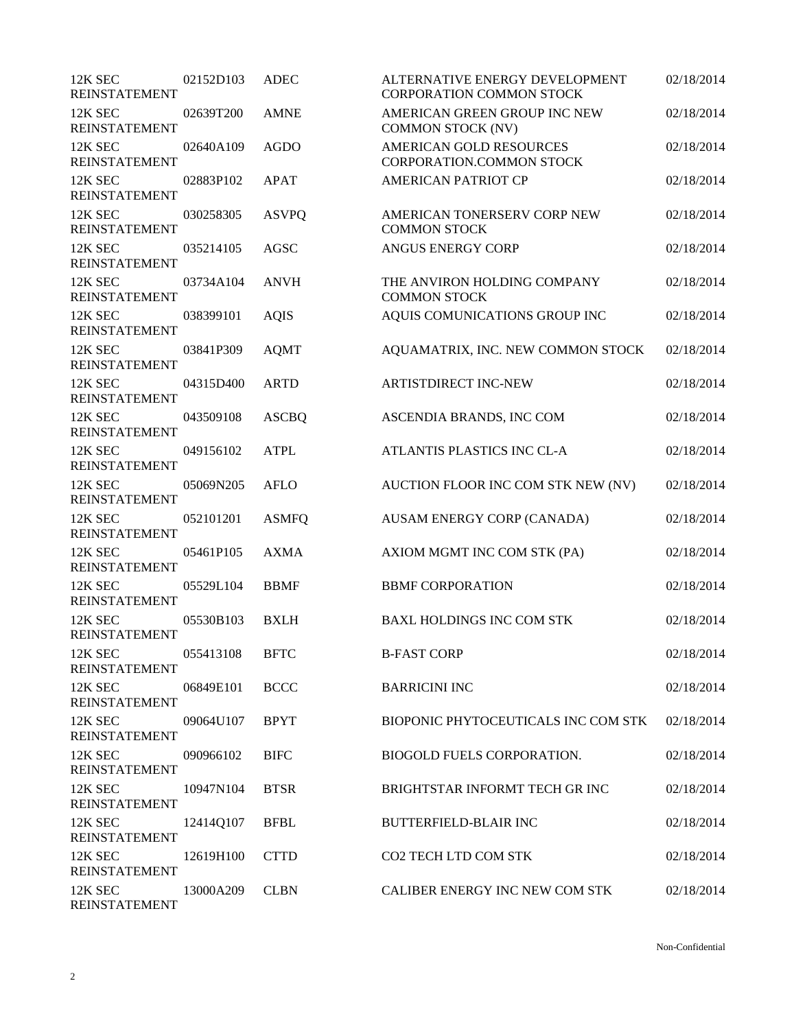| | | | | |
|---|---|---|---|---|
| 12K SEC REINSTATEMENT | 02152D103 | ADEC | ALTERNATIVE ENERGY DEVELOPMENT CORPORATION COMMON STOCK | 02/18/2014 |
| 12K SEC REINSTATEMENT | 02639T200 | AMNE | AMERICAN GREEN GROUP INC NEW COMMON STOCK (NV) | 02/18/2014 |
| 12K SEC REINSTATEMENT | 02640A109 | AGDO | AMERICAN GOLD RESOURCES CORPORATION.COMMON STOCK | 02/18/2014 |
| 12K SEC REINSTATEMENT | 02883P102 | APAT | AMERICAN PATRIOT CP | 02/18/2014 |
| 12K SEC REINSTATEMENT | 030258305 | ASVPQ | AMERICAN TONERSERV CORP NEW COMMON STOCK | 02/18/2014 |
| 12K SEC REINSTATEMENT | 035214105 | AGSC | ANGUS ENERGY CORP | 02/18/2014 |
| 12K SEC REINSTATEMENT | 03734A104 | ANVH | THE ANVIRON HOLDING COMPANY COMMON STOCK | 02/18/2014 |
| 12K SEC REINSTATEMENT | 038399101 | AQIS | AQUIS COMUNICATIONS GROUP INC | 02/18/2014 |
| 12K SEC REINSTATEMENT | 03841P309 | AQMT | AQUAMATRIX, INC. NEW COMMON STOCK | 02/18/2014 |
| 12K SEC REINSTATEMENT | 04315D400 | ARTD | ARTISTDIRECT INC-NEW | 02/18/2014 |
| 12K SEC REINSTATEMENT | 043509108 | ASCBQ | ASCENDIA BRANDS, INC COM | 02/18/2014 |
| 12K SEC REINSTATEMENT | 049156102 | ATPL | ATLANTIS PLASTICS INC CL-A | 02/18/2014 |
| 12K SEC REINSTATEMENT | 05069N205 | AFLO | AUCTION FLOOR INC COM STK NEW (NV) | 02/18/2014 |
| 12K SEC REINSTATEMENT | 052101201 | ASMFQ | AUSAM ENERGY CORP (CANADA) | 02/18/2014 |
| 12K SEC REINSTATEMENT | 05461P105 | AXMA | AXIOM MGMT INC COM STK (PA) | 02/18/2014 |
| 12K SEC REINSTATEMENT | 05529L104 | BBMF | BBMF CORPORATION | 02/18/2014 |
| 12K SEC REINSTATEMENT | 05530B103 | BXLH | BAXL HOLDINGS INC COM STK | 02/18/2014 |
| 12K SEC REINSTATEMENT | 055413108 | BFTC | B-FAST CORP | 02/18/2014 |
| 12K SEC REINSTATEMENT | 06849E101 | BCCC | BARRICINI INC | 02/18/2014 |
| 12K SEC REINSTATEMENT | 09064U107 | BPYT | BIOPONIC PHYTOCEUTICALS INC COM STK | 02/18/2014 |
| 12K SEC REINSTATEMENT | 090966102 | BIFC | BIOGOLD FUELS CORPORATION. | 02/18/2014 |
| 12K SEC REINSTATEMENT | 10947N104 | BTSR | BRIGHTSTAR INFORMT TECH GR INC | 02/18/2014 |
| 12K SEC REINSTATEMENT | 12414Q107 | BFBL | BUTTERFIELD-BLAIR INC | 02/18/2014 |
| 12K SEC REINSTATEMENT | 12619H100 | CTTD | CO2 TECH LTD COM STK | 02/18/2014 |
| 12K SEC REINSTATEMENT | 13000A209 | CLBN | CALIBER ENERGY INC NEW COM STK | 02/18/2014 |

Non-Confidential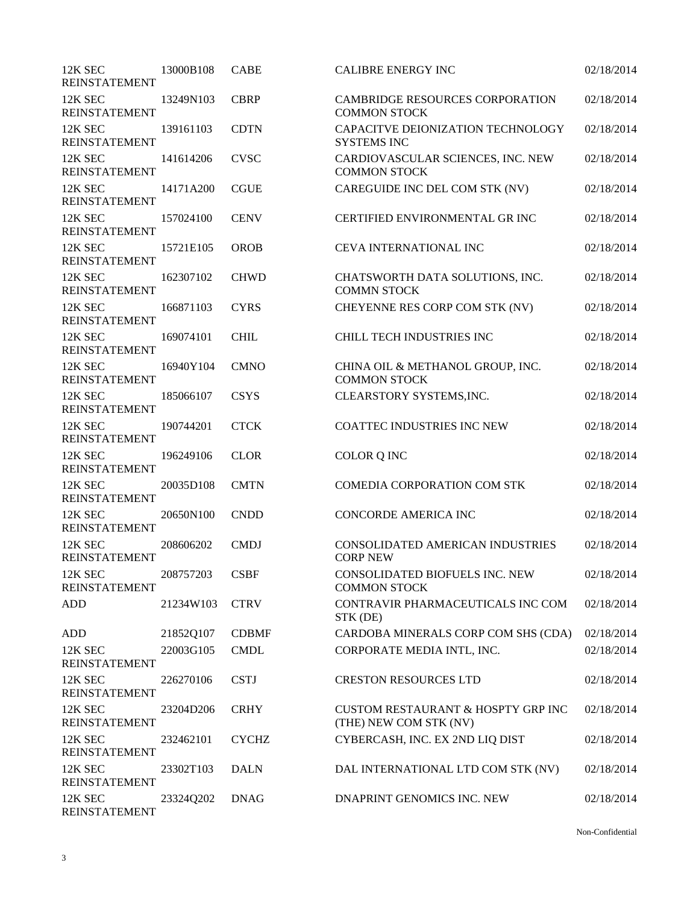| | | | | |
|---|---|---|---|---|
| 12K SEC REINSTATEMENT | 13000B108 | CABE | CALIBRE ENERGY INC | 02/18/2014 |
| 12K SEC REINSTATEMENT | 13249N103 | CBRP | CAMBRIDGE RESOURCES CORPORATION COMMON STOCK | 02/18/2014 |
| 12K SEC REINSTATEMENT | 139161103 | CDTN | CAPACITVE DEIONIZATION TECHNOLOGY SYSTEMS INC | 02/18/2014 |
| 12K SEC REINSTATEMENT | 141614206 | CVSC | CARDIOVASCULAR SCIENCES, INC. NEW COMMON STOCK | 02/18/2014 |
| 12K SEC REINSTATEMENT | 14171A200 | CGUE | CAREGUIDE INC DEL COM STK (NV) | 02/18/2014 |
| 12K SEC REINSTATEMENT | 157024100 | CENV | CERTIFIED ENVIRONMENTAL GR INC | 02/18/2014 |
| 12K SEC REINSTATEMENT | 15721E105 | OROB | CEVA INTERNATIONAL INC | 02/18/2014 |
| 12K SEC REINSTATEMENT | 162307102 | CHWD | CHATSWORTH DATA SOLUTIONS, INC. COMMN STOCK | 02/18/2014 |
| 12K SEC REINSTATEMENT | 166871103 | CYRS | CHEYENNE RES CORP COM STK (NV) | 02/18/2014 |
| 12K SEC REINSTATEMENT | 169074101 | CHIL | CHILL TECH INDUSTRIES INC | 02/18/2014 |
| 12K SEC REINSTATEMENT | 16940Y104 | CMNO | CHINA OIL & METHANOL GROUP, INC. COMMON STOCK | 02/18/2014 |
| 12K SEC REINSTATEMENT | 185066107 | CSYS | CLEARSTORY SYSTEMS,INC. | 02/18/2014 |
| 12K SEC REINSTATEMENT | 190744201 | CTCK | COATTEC INDUSTRIES INC NEW | 02/18/2014 |
| 12K SEC REINSTATEMENT | 196249106 | CLOR | COLOR Q INC | 02/18/2014 |
| 12K SEC REINSTATEMENT | 20035D108 | CMTN | COMEDIA CORPORATION COM STK | 02/18/2014 |
| 12K SEC REINSTATEMENT | 20650N100 | CNDD | CONCORDE AMERICA INC | 02/18/2014 |
| 12K SEC REINSTATEMENT | 208606202 | CMDJ | CONSOLIDATED AMERICAN INDUSTRIES CORP NEW | 02/18/2014 |
| 12K SEC REINSTATEMENT | 208757203 | CSBF | CONSOLIDATED BIOFUELS INC. NEW COMMON STOCK | 02/18/2014 |
| ADD | 21234W103 | CTRV | CONTRAVIR PHARMACEUTICALS INC COM STK (DE) | 02/18/2014 |
| ADD | 21852Q107 | CDBMF | CARDOBA MINERALS CORP COM SHS (CDA) | 02/18/2014 |
| 12K SEC REINSTATEMENT | 22003G105 | CMDL | CORPORATE MEDIA INTL, INC. | 02/18/2014 |
| 12K SEC REINSTATEMENT | 226270106 | CSTJ | CRESTON RESOURCES LTD | 02/18/2014 |
| 12K SEC REINSTATEMENT | 23204D206 | CRHY | CUSTOM RESTAURANT & HOSPTY GRP INC (THE) NEW COM STK (NV) | 02/18/2014 |
| 12K SEC REINSTATEMENT | 232462101 | CYCHZ | CYBERCASH, INC. EX 2ND LIQ DIST | 02/18/2014 |
| 12K SEC REINSTATEMENT | 23302T103 | DALN | DAL INTERNATIONAL LTD COM STK (NV) | 02/18/2014 |
| 12K SEC REINSTATEMENT | 23324Q202 | DNAG | DNAPRINT GENOMICS INC. NEW | 02/18/2014 |

Non-Confidential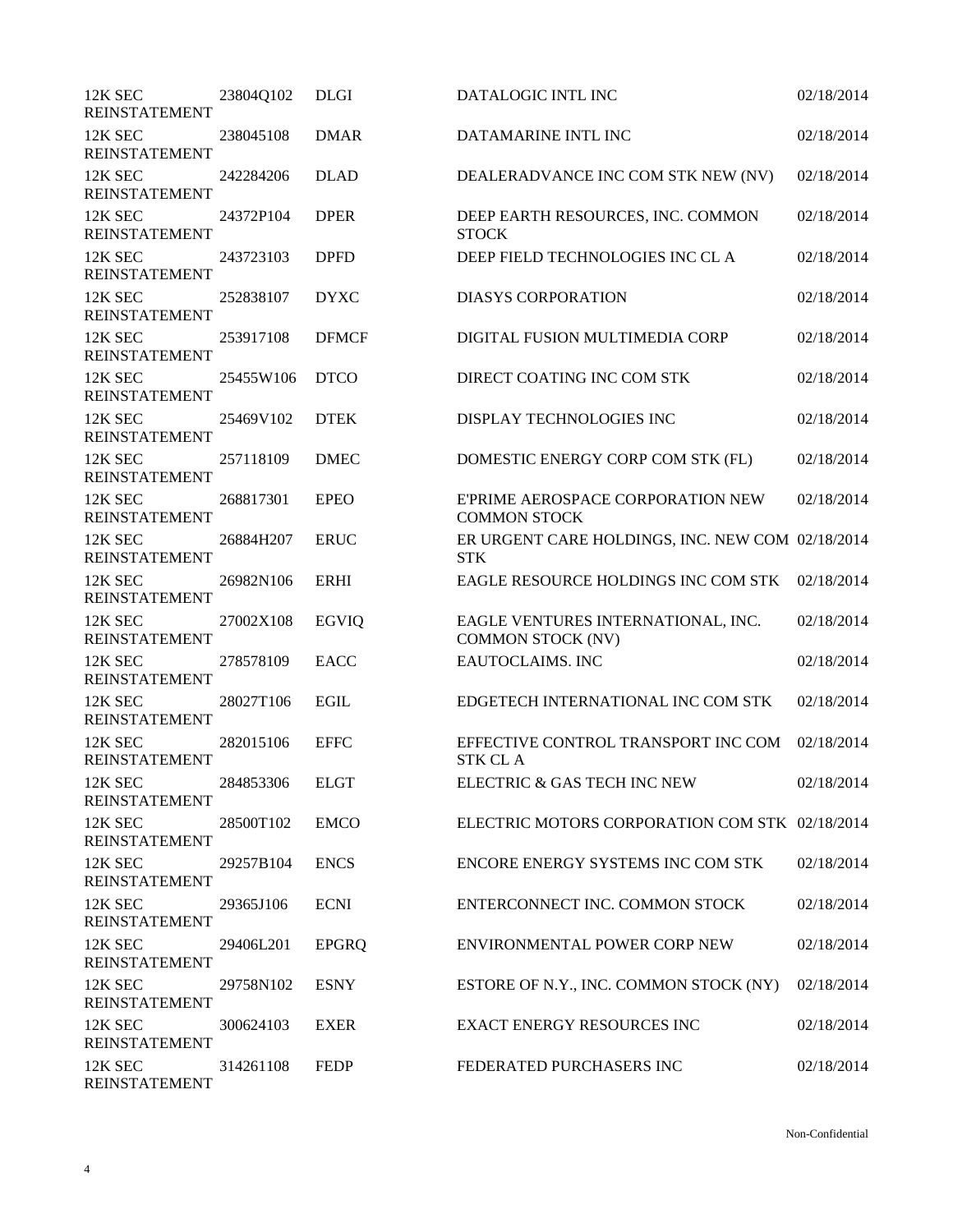| | | | | |
|---|---|---|---|---|
| 12K SEC REINSTATEMENT | 23804Q102 | DLGI | DATALOGIC INTL INC | 02/18/2014 |
| 12K SEC REINSTATEMENT | 238045108 | DMAR | DATAMARINE INTL INC | 02/18/2014 |
| 12K SEC REINSTATEMENT | 242284206 | DLAD | DEALERADVANCE INC COM STK NEW (NV) | 02/18/2014 |
| 12K SEC REINSTATEMENT | 24372P104 | DPER | DEEP EARTH RESOURCES, INC. COMMON STOCK | 02/18/2014 |
| 12K SEC REINSTATEMENT | 243723103 | DPFD | DEEP FIELD TECHNOLOGIES INC CL A | 02/18/2014 |
| 12K SEC REINSTATEMENT | 252838107 | DYXC | DIASYS CORPORATION | 02/18/2014 |
| 12K SEC REINSTATEMENT | 253917108 | DFMCF | DIGITAL FUSION MULTIMEDIA CORP | 02/18/2014 |
| 12K SEC REINSTATEMENT | 25455W106 | DTCO | DIRECT COATING INC COM STK | 02/18/2014 |
| 12K SEC REINSTATEMENT | 25469V102 | DTEK | DISPLAY TECHNOLOGIES INC | 02/18/2014 |
| 12K SEC REINSTATEMENT | 257118109 | DMEC | DOMESTIC ENERGY CORP COM STK (FL) | 02/18/2014 |
| 12K SEC REINSTATEMENT | 268817301 | EPEO | E'PRIME AEROSPACE CORPORATION NEW COMMON STOCK | 02/18/2014 |
| 12K SEC REINSTATEMENT | 26884H207 | ERUC | ER URGENT CARE HOLDINGS, INC. NEW COM STK | 02/18/2014 |
| 12K SEC REINSTATEMENT | 26982N106 | ERHI | EAGLE RESOURCE HOLDINGS INC COM STK | 02/18/2014 |
| 12K SEC REINSTATEMENT | 27002X108 | EGVIQ | EAGLE VENTURES INTERNATIONAL, INC. COMMON STOCK (NV) | 02/18/2014 |
| 12K SEC REINSTATEMENT | 278578109 | EACC | EAUTOCLAIMS. INC | 02/18/2014 |
| 12K SEC REINSTATEMENT | 28027T106 | EGIL | EDGETECH INTERNATIONAL INC COM STK | 02/18/2014 |
| 12K SEC REINSTATEMENT | 282015106 | EFFC | EFFECTIVE CONTROL TRANSPORT INC COM STK CL A | 02/18/2014 |
| 12K SEC REINSTATEMENT | 284853306 | ELGT | ELECTRIC & GAS TECH INC NEW | 02/18/2014 |
| 12K SEC REINSTATEMENT | 28500T102 | EMCO | ELECTRIC MOTORS CORPORATION COM STK | 02/18/2014 |
| 12K SEC REINSTATEMENT | 29257B104 | ENCS | ENCORE ENERGY SYSTEMS INC COM STK | 02/18/2014 |
| 12K SEC REINSTATEMENT | 29365J106 | ECNI | ENTERCONNECT INC. COMMON STOCK | 02/18/2014 |
| 12K SEC REINSTATEMENT | 29406L201 | EPGRQ | ENVIRONMENTAL POWER CORP NEW | 02/18/2014 |
| 12K SEC REINSTATEMENT | 29758N102 | ESNY | ESTORE OF N.Y., INC. COMMON STOCK (NY) | 02/18/2014 |
| 12K SEC REINSTATEMENT | 300624103 | EXER | EXACT ENERGY RESOURCES INC | 02/18/2014 |
| 12K SEC REINSTATEMENT | 314261108 | FEDP | FEDERATED PURCHASERS INC | 02/18/2014 |

Non-Confidential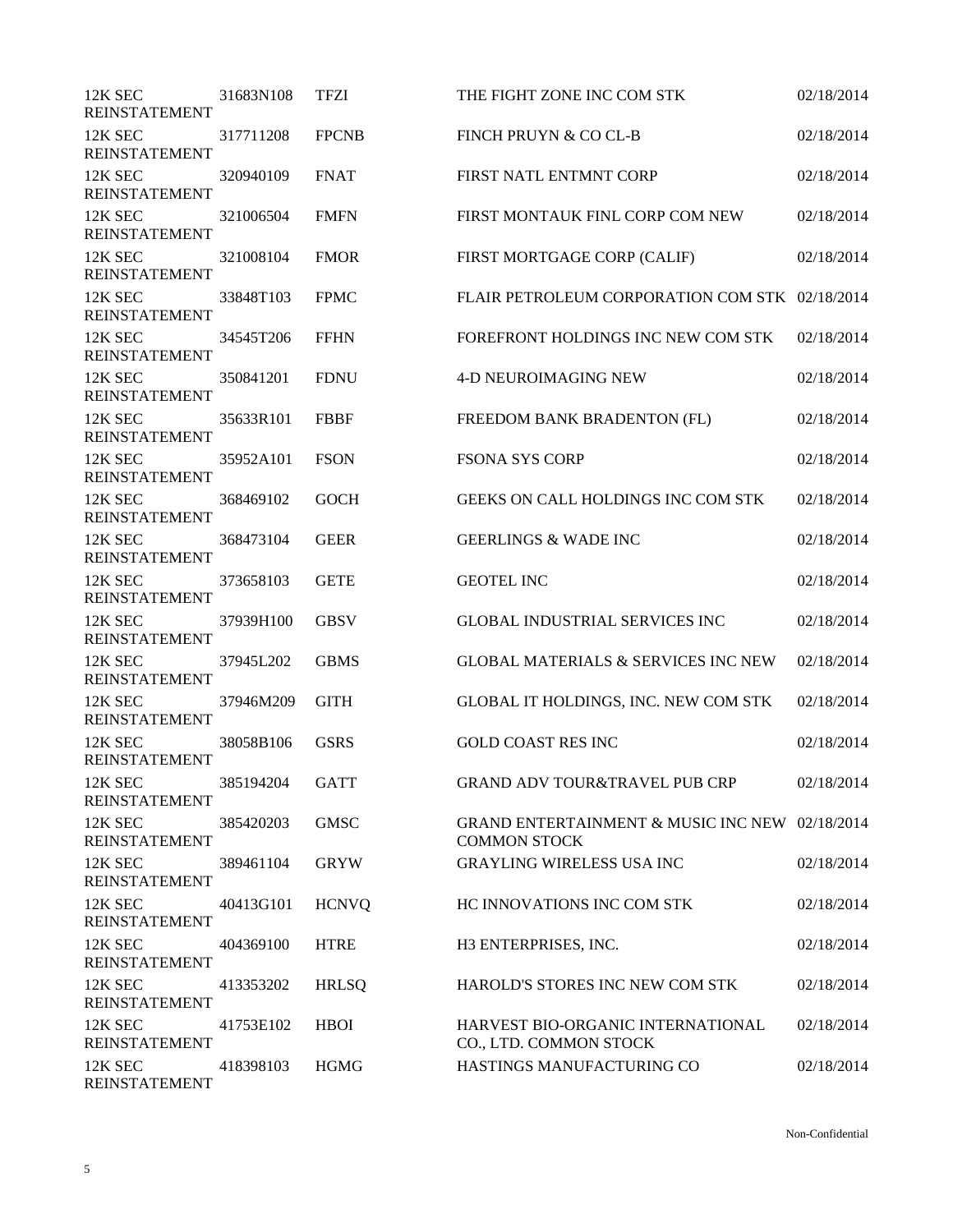| | | | | |
|---|---|---|---|---|
| 12K SEC REINSTATEMENT | 31683N108 | TFZI | THE FIGHT ZONE INC COM STK | 02/18/2014 |
| 12K SEC REINSTATEMENT | 317711208 | FPCNB | FINCH PRUYN & CO CL-B | 02/18/2014 |
| 12K SEC REINSTATEMENT | 320940109 | FNAT | FIRST NATL ENTMNT CORP | 02/18/2014 |
| 12K SEC REINSTATEMENT | 321006504 | FMFN | FIRST MONTAUK FINL CORP COM NEW | 02/18/2014 |
| 12K SEC REINSTATEMENT | 321008104 | FMOR | FIRST MORTGAGE CORP (CALIF) | 02/18/2014 |
| 12K SEC REINSTATEMENT | 33848T103 | FPMC | FLAIR PETROLEUM CORPORATION COM STK | 02/18/2014 |
| 12K SEC REINSTATEMENT | 34545T206 | FFHN | FOREFRONT HOLDINGS INC NEW COM STK | 02/18/2014 |
| 12K SEC REINSTATEMENT | 350841201 | FDNU | 4-D NEUROIMAGING NEW | 02/18/2014 |
| 12K SEC REINSTATEMENT | 35633R101 | FBBF | FREEDOM BANK BRADENTON (FL) | 02/18/2014 |
| 12K SEC REINSTATEMENT | 35952A101 | FSON | FSONA SYS CORP | 02/18/2014 |
| 12K SEC REINSTATEMENT | 368469102 | GOCH | GEEKS ON CALL HOLDINGS INC COM STK | 02/18/2014 |
| 12K SEC REINSTATEMENT | 368473104 | GEER | GEERLINGS & WADE INC | 02/18/2014 |
| 12K SEC REINSTATEMENT | 373658103 | GETE | GEOTEL INC | 02/18/2014 |
| 12K SEC REINSTATEMENT | 37939H100 | GBSV | GLOBAL INDUSTRIAL SERVICES INC | 02/18/2014 |
| 12K SEC REINSTATEMENT | 37945L202 | GBMS | GLOBAL MATERIALS & SERVICES INC NEW | 02/18/2014 |
| 12K SEC REINSTATEMENT | 37946M209 | GITH | GLOBAL IT HOLDINGS, INC. NEW COM STK | 02/18/2014 |
| 12K SEC REINSTATEMENT | 38058B106 | GSRS | GOLD COAST RES INC | 02/18/2014 |
| 12K SEC REINSTATEMENT | 385194204 | GATT | GRAND ADV TOUR&TRAVEL PUB CRP | 02/18/2014 |
| 12K SEC REINSTATEMENT | 385420203 | GMSC | GRAND ENTERTAINMENT & MUSIC INC NEW COMMON STOCK | 02/18/2014 |
| 12K SEC REINSTATEMENT | 389461104 | GRYW | GRAYLING WIRELESS USA INC | 02/18/2014 |
| 12K SEC REINSTATEMENT | 40413G101 | HCNVQ | HC INNOVATIONS INC COM STK | 02/18/2014 |
| 12K SEC REINSTATEMENT | 404369100 | HTRE | H3 ENTERPRISES, INC. | 02/18/2014 |
| 12K SEC REINSTATEMENT | 413353202 | HRLSQ | HAROLD'S STORES INC NEW COM STK | 02/18/2014 |
| 12K SEC REINSTATEMENT | 41753E102 | HBOI | HARVEST BIO-ORGANIC INTERNATIONAL CO., LTD. COMMON STOCK | 02/18/2014 |
| 12K SEC REINSTATEMENT | 418398103 | HGMG | HASTINGS MANUFACTURING CO | 02/18/2014 |

Non-Confidential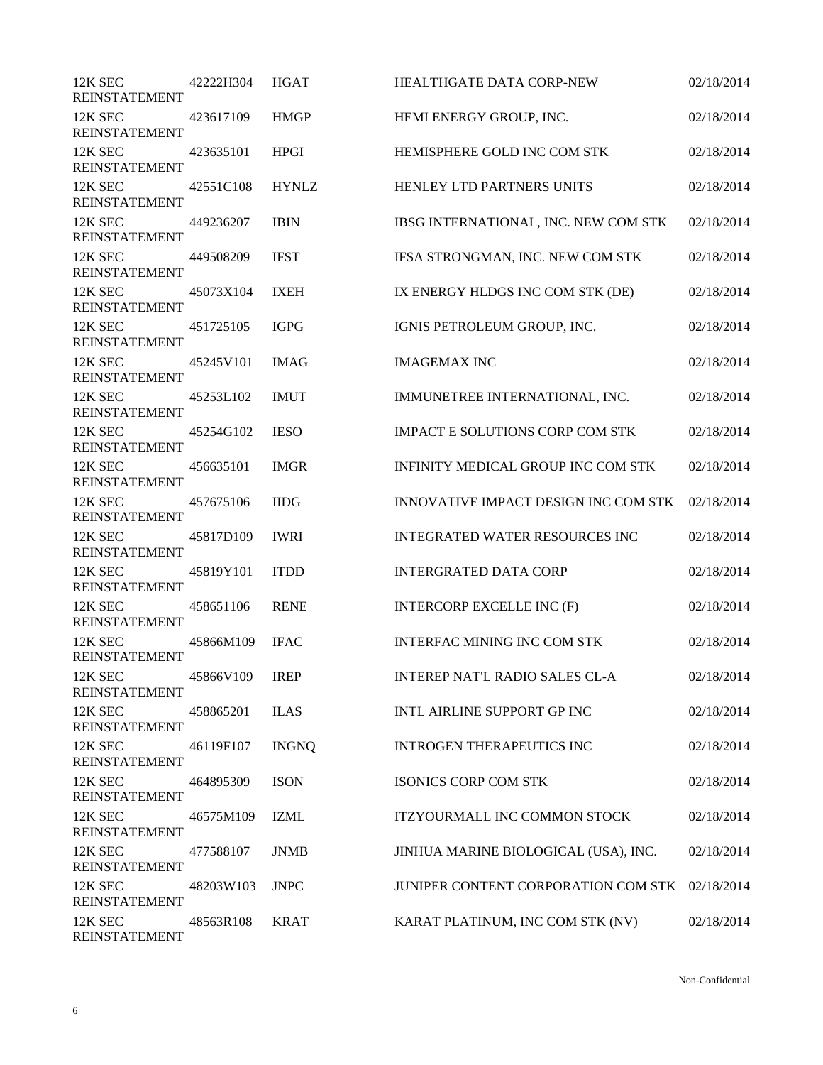| | | | | |
|---|---|---|---|---|
| 12K SEC REINSTATEMENT | 42222H304 | HGAT | HEALTHGATE DATA CORP-NEW | 02/18/2014 |
| 12K SEC REINSTATEMENT | 423617109 | HMGP | HEMI ENERGY GROUP, INC. | 02/18/2014 |
| 12K SEC REINSTATEMENT | 423635101 | HPGI | HEMISPHERE GOLD INC COM STK | 02/18/2014 |
| 12K SEC REINSTATEMENT | 42551C108 | HYNLZ | HENLEY LTD PARTNERS UNITS | 02/18/2014 |
| 12K SEC REINSTATEMENT | 449236207 | IBIN | IBSG INTERNATIONAL, INC. NEW COM STK | 02/18/2014 |
| 12K SEC REINSTATEMENT | 449508209 | IFST | IFSA STRONGMAN, INC. NEW COM STK | 02/18/2014 |
| 12K SEC REINSTATEMENT | 45073X104 | IXEH | IX ENERGY HLDGS INC COM STK (DE) | 02/18/2014 |
| 12K SEC REINSTATEMENT | 451725105 | IGPG | IGNIS PETROLEUM GROUP, INC. | 02/18/2014 |
| 12K SEC REINSTATEMENT | 45245V101 | IMAG | IMAGEMAX INC | 02/18/2014 |
| 12K SEC REINSTATEMENT | 45253L102 | IMUT | IMMUNETREE INTERNATIONAL, INC. | 02/18/2014 |
| 12K SEC REINSTATEMENT | 45254G102 | IESO | IMPACT E SOLUTIONS CORP COM STK | 02/18/2014 |
| 12K SEC REINSTATEMENT | 456635101 | IMGR | INFINITY MEDICAL GROUP INC COM STK | 02/18/2014 |
| 12K SEC REINSTATEMENT | 457675106 | IIDG | INNOVATIVE IMPACT DESIGN INC COM STK | 02/18/2014 |
| 12K SEC REINSTATEMENT | 45817D109 | IWRI | INTEGRATED WATER RESOURCES INC | 02/18/2014 |
| 12K SEC REINSTATEMENT | 45819Y101 | ITDD | INTERGRATED DATA CORP | 02/18/2014 |
| 12K SEC REINSTATEMENT | 458651106 | RENE | INTERCORP EXCELLE INC (F) | 02/18/2014 |
| 12K SEC REINSTATEMENT | 45866M109 | IFAC | INTERFAC MINING INC COM STK | 02/18/2014 |
| 12K SEC REINSTATEMENT | 45866V109 | IREP | INTEREP NAT'L RADIO SALES CL-A | 02/18/2014 |
| 12K SEC REINSTATEMENT | 458865201 | ILAS | INTL AIRLINE SUPPORT GP INC | 02/18/2014 |
| 12K SEC REINSTATEMENT | 46119F107 | INGNQ | INTROGEN THERAPEUTICS INC | 02/18/2014 |
| 12K SEC REINSTATEMENT | 464895309 | ISON | ISONICS CORP COM STK | 02/18/2014 |
| 12K SEC REINSTATEMENT | 46575M109 | IZML | ITZYOURMALL INC COMMON STOCK | 02/18/2014 |
| 12K SEC REINSTATEMENT | 477588107 | JNMB | JINHUA MARINE BIOLOGICAL (USA), INC. | 02/18/2014 |
| 12K SEC REINSTATEMENT | 48203W103 | JNPC | JUNIPER CONTENT CORPORATION COM STK | 02/18/2014 |
| 12K SEC REINSTATEMENT | 48563R108 | KRAT | KARAT PLATINUM, INC COM STK (NV) | 02/18/2014 |

Non-Confidential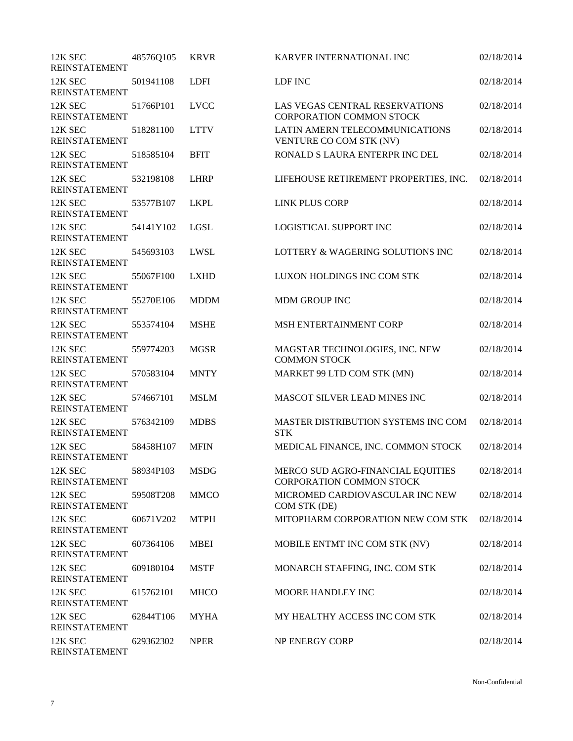| | | | | |
|---|---|---|---|---|
| 12K SEC REINSTATEMENT | 48576Q105 | KRVR | KARVER INTERNATIONAL INC | 02/18/2014 |
| 12K SEC REINSTATEMENT | 501941108 | LDFI | LDF INC | 02/18/2014 |
| 12K SEC REINSTATEMENT | 51766P101 | LVCC | LAS VEGAS CENTRAL RESERVATIONS CORPORATION COMMON STOCK | 02/18/2014 |
| 12K SEC REINSTATEMENT | 518281100 | LTTV | LATIN AMERN TELECOMMUNICATIONS VENTURE CO COM STK (NV) | 02/18/2014 |
| 12K SEC REINSTATEMENT | 518585104 | BFIT | RONALD S LAURA ENTERPR INC DEL | 02/18/2014 |
| 12K SEC REINSTATEMENT | 532198108 | LHRP | LIFEHOUSE RETIREMENT PROPERTIES, INC. | 02/18/2014 |
| 12K SEC REINSTATEMENT | 53577B107 | LKPL | LINK PLUS CORP | 02/18/2014 |
| 12K SEC REINSTATEMENT | 54141Y102 | LGSL | LOGISTICAL SUPPORT INC | 02/18/2014 |
| 12K SEC REINSTATEMENT | 545693103 | LWSL | LOTTERY & WAGERING SOLUTIONS INC | 02/18/2014 |
| 12K SEC REINSTATEMENT | 55067F100 | LXHD | LUXON HOLDINGS INC COM STK | 02/18/2014 |
| 12K SEC REINSTATEMENT | 55270E106 | MDDM | MDM GROUP INC | 02/18/2014 |
| 12K SEC REINSTATEMENT | 553574104 | MSHE | MSH ENTERTAINMENT CORP | 02/18/2014 |
| 12K SEC REINSTATEMENT | 559774203 | MGSR | MAGSTAR TECHNOLOGIES, INC. NEW COMMON STOCK | 02/18/2014 |
| 12K SEC REINSTATEMENT | 570583104 | MNTY | MARKET 99 LTD COM STK (MN) | 02/18/2014 |
| 12K SEC REINSTATEMENT | 574667101 | MSLM | MASCOT SILVER LEAD MINES INC | 02/18/2014 |
| 12K SEC REINSTATEMENT | 576342109 | MDBS | MASTER DISTRIBUTION SYSTEMS INC COM STK | 02/18/2014 |
| 12K SEC REINSTATEMENT | 58458H107 | MFIN | MEDICAL FINANCE, INC. COMMON STOCK | 02/18/2014 |
| 12K SEC REINSTATEMENT | 58934P103 | MSDG | MERCO SUD AGRO-FINANCIAL EQUITIES CORPORATION COMMON STOCK | 02/18/2014 |
| 12K SEC REINSTATEMENT | 59508T208 | MMCO | MICROMED CARDIOVASCULAR INC NEW COM STK (DE) | 02/18/2014 |
| 12K SEC REINSTATEMENT | 60671V202 | MTPH | MITOPHARM CORPORATION NEW COM STK | 02/18/2014 |
| 12K SEC REINSTATEMENT | 607364106 | MBEI | MOBILE ENTMT INC COM STK (NV) | 02/18/2014 |
| 12K SEC REINSTATEMENT | 609180104 | MSTF | MONARCH STAFFING, INC. COM STK | 02/18/2014 |
| 12K SEC REINSTATEMENT | 615762101 | MHCO | MOORE HANDLEY INC | 02/18/2014 |
| 12K SEC REINSTATEMENT | 62844T106 | MYHA | MY HEALTHY ACCESS INC COM STK | 02/18/2014 |
| 12K SEC REINSTATEMENT | 629362302 | NPER | NP ENERGY CORP | 02/18/2014 |

Non-Confidential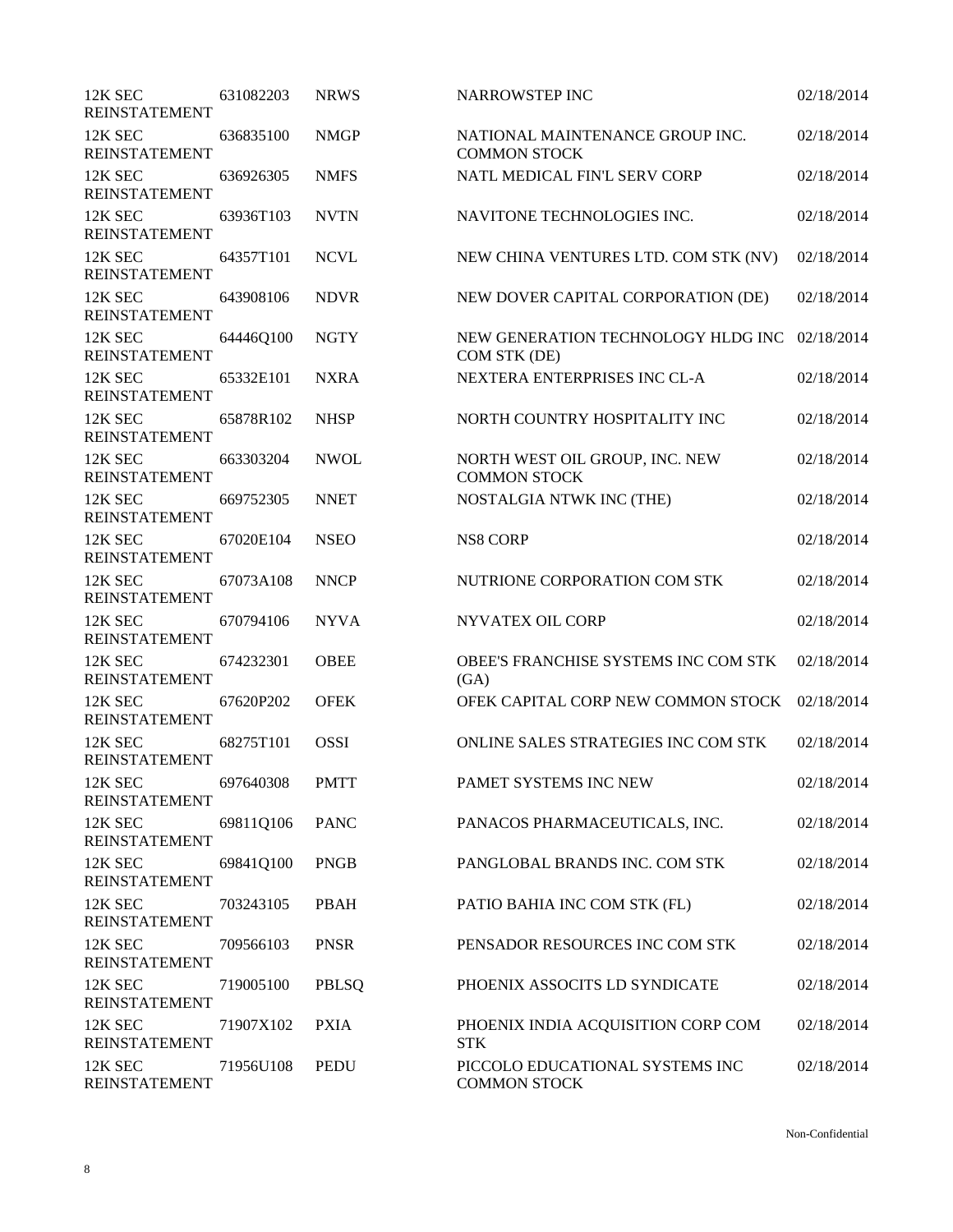| | | | | |
|---|---|---|---|---|
| 12K SEC REINSTATEMENT | 631082203 | NRWS | NARROWSTEP INC | 02/18/2014 |
| 12K SEC REINSTATEMENT | 636835100 | NMGP | NATIONAL MAINTENANCE GROUP INC. COMMON STOCK | 02/18/2014 |
| 12K SEC REINSTATEMENT | 636926305 | NMFS | NATL MEDICAL FIN'L SERV CORP | 02/18/2014 |
| 12K SEC REINSTATEMENT | 63936T103 | NVTN | NAVITONE TECHNOLOGIES INC. | 02/18/2014 |
| 12K SEC REINSTATEMENT | 64357T101 | NCVL | NEW CHINA VENTURES LTD. COM STK (NV) | 02/18/2014 |
| 12K SEC REINSTATEMENT | 643908106 | NDVR | NEW DOVER CAPITAL CORPORATION (DE) | 02/18/2014 |
| 12K SEC REINSTATEMENT | 64446Q100 | NGTY | NEW GENERATION TECHNOLOGY HLDG INC COM STK (DE) | 02/18/2014 |
| 12K SEC REINSTATEMENT | 65332E101 | NXRA | NEXTERA ENTERPRISES INC CL-A | 02/18/2014 |
| 12K SEC REINSTATEMENT | 65878R102 | NHSP | NORTH COUNTRY HOSPITALITY INC | 02/18/2014 |
| 12K SEC REINSTATEMENT | 663303204 | NWOL | NORTH WEST OIL GROUP, INC. NEW COMMON STOCK | 02/18/2014 |
| 12K SEC REINSTATEMENT | 669752305 | NNET | NOSTALGIA NTWK INC (THE) | 02/18/2014 |
| 12K SEC REINSTATEMENT | 67020E104 | NSEO | NS8 CORP | 02/18/2014 |
| 12K SEC REINSTATEMENT | 67073A108 | NNCP | NUTRIONE CORPORATION COM STK | 02/18/2014 |
| 12K SEC REINSTATEMENT | 670794106 | NYVA | NYVATEX OIL CORP | 02/18/2014 |
| 12K SEC REINSTATEMENT | 674232301 | OBEE | OBEE'S FRANCHISE SYSTEMS INC COM STK (GA) | 02/18/2014 |
| 12K SEC REINSTATEMENT | 67620P202 | OFEK | OFEK CAPITAL CORP NEW COMMON STOCK | 02/18/2014 |
| 12K SEC REINSTATEMENT | 68275T101 | OSSI | ONLINE SALES STRATEGIES INC COM STK | 02/18/2014 |
| 12K SEC REINSTATEMENT | 697640308 | PMTT | PAMET SYSTEMS INC NEW | 02/18/2014 |
| 12K SEC REINSTATEMENT | 69811Q106 | PANC | PANACOS PHARMACEUTICALS, INC. | 02/18/2014 |
| 12K SEC REINSTATEMENT | 69841Q100 | PNGB | PANGLOBAL BRANDS INC. COM STK | 02/18/2014 |
| 12K SEC REINSTATEMENT | 703243105 | PBAH | PATIO BAHIA INC COM STK (FL) | 02/18/2014 |
| 12K SEC REINSTATEMENT | 709566103 | PNSR | PENSADOR RESOURCES INC COM STK | 02/18/2014 |
| 12K SEC REINSTATEMENT | 719005100 | PBLSQ | PHOENIX ASSOCITS LD SYNDICATE | 02/18/2014 |
| 12K SEC REINSTATEMENT | 71907X102 | PXIA | PHOENIX INDIA ACQUISITION CORP COM STK | 02/18/2014 |
| 12K SEC REINSTATEMENT | 71956U108 | PEDU | PICCOLO EDUCATIONAL SYSTEMS INC COMMON STOCK | 02/18/2014 |

Non-Confidential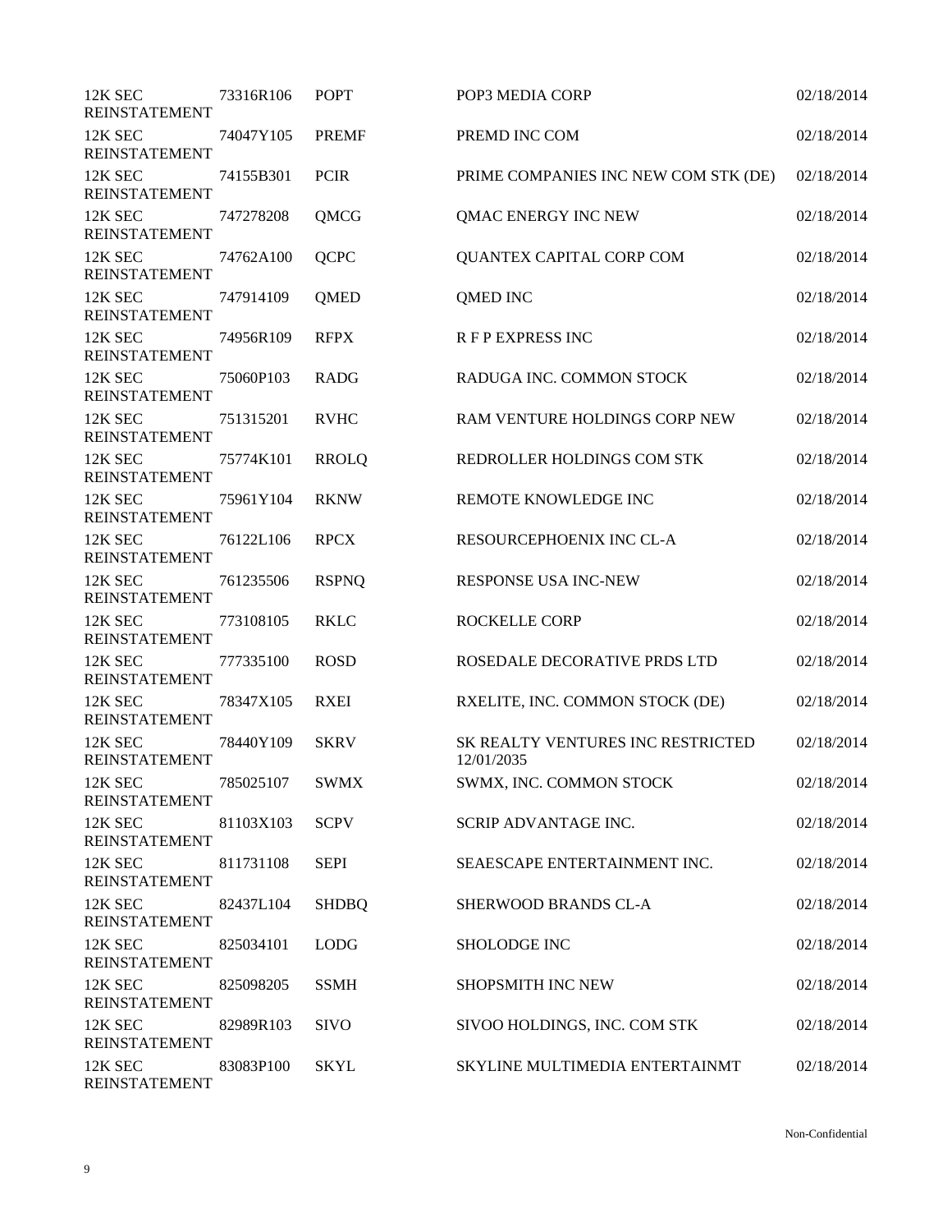| | | | | |
|---|---|---|---|---|
| 12K SEC REINSTATEMENT | 73316R106 | POPT | POP3 MEDIA CORP | 02/18/2014 |
| 12K SEC REINSTATEMENT | 74047Y105 | PREMF | PREMD INC COM | 02/18/2014 |
| 12K SEC REINSTATEMENT | 74155B301 | PCIR | PRIME COMPANIES INC NEW COM STK (DE) | 02/18/2014 |
| 12K SEC REINSTATEMENT | 747278208 | QMCG | QMAC ENERGY INC NEW | 02/18/2014 |
| 12K SEC REINSTATEMENT | 74762A100 | QCPC | QUANTEX CAPITAL CORP COM | 02/18/2014 |
| 12K SEC REINSTATEMENT | 747914109 | QMED | QMED INC | 02/18/2014 |
| 12K SEC REINSTATEMENT | 74956R109 | RFPX | R F P EXPRESS INC | 02/18/2014 |
| 12K SEC REINSTATEMENT | 75060P103 | RADG | RADUGA INC. COMMON STOCK | 02/18/2014 |
| 12K SEC REINSTATEMENT | 751315201 | RVHC | RAM VENTURE HOLDINGS CORP NEW | 02/18/2014 |
| 12K SEC REINSTATEMENT | 75774K101 | RROLQ | REDROLLER HOLDINGS COM STK | 02/18/2014 |
| 12K SEC REINSTATEMENT | 75961Y104 | RKNW | REMOTE KNOWLEDGE INC | 02/18/2014 |
| 12K SEC REINSTATEMENT | 76122L106 | RPCX | RESOURCEPHOENIX INC CL-A | 02/18/2014 |
| 12K SEC REINSTATEMENT | 761235506 | RSPNQ | RESPONSE USA INC-NEW | 02/18/2014 |
| 12K SEC REINSTATEMENT | 773108105 | RKLC | ROCKELLE CORP | 02/18/2014 |
| 12K SEC REINSTATEMENT | 777335100 | ROSD | ROSEDALE DECORATIVE PRDS LTD | 02/18/2014 |
| 12K SEC REINSTATEMENT | 78347X105 | RXEI | RXELITE, INC. COMMON STOCK (DE) | 02/18/2014 |
| 12K SEC REINSTATEMENT | 78440Y109 | SKRV | SK REALTY VENTURES INC RESTRICTED 12/01/2035 | 02/18/2014 |
| 12K SEC REINSTATEMENT | 785025107 | SWMX | SWMX, INC. COMMON STOCK | 02/18/2014 |
| 12K SEC REINSTATEMENT | 81103X103 | SCPV | SCRIP ADVANTAGE INC. | 02/18/2014 |
| 12K SEC REINSTATEMENT | 811731108 | SEPI | SEAESCAPE ENTERTAINMENT INC. | 02/18/2014 |
| 12K SEC REINSTATEMENT | 82437L104 | SHDBQ | SHERWOOD BRANDS CL-A | 02/18/2014 |
| 12K SEC REINSTATEMENT | 825034101 | LODG | SHOLODGE INC | 02/18/2014 |
| 12K SEC REINSTATEMENT | 825098205 | SSMH | SHOPSMITH INC NEW | 02/18/2014 |
| 12K SEC REINSTATEMENT | 82989R103 | SIVO | SIVOO HOLDINGS, INC. COM STK | 02/18/2014 |
| 12K SEC REINSTATEMENT | 83083P100 | SKYL | SKYLINE MULTIMEDIA ENTERTAINMT | 02/18/2014 |

Non-Confidential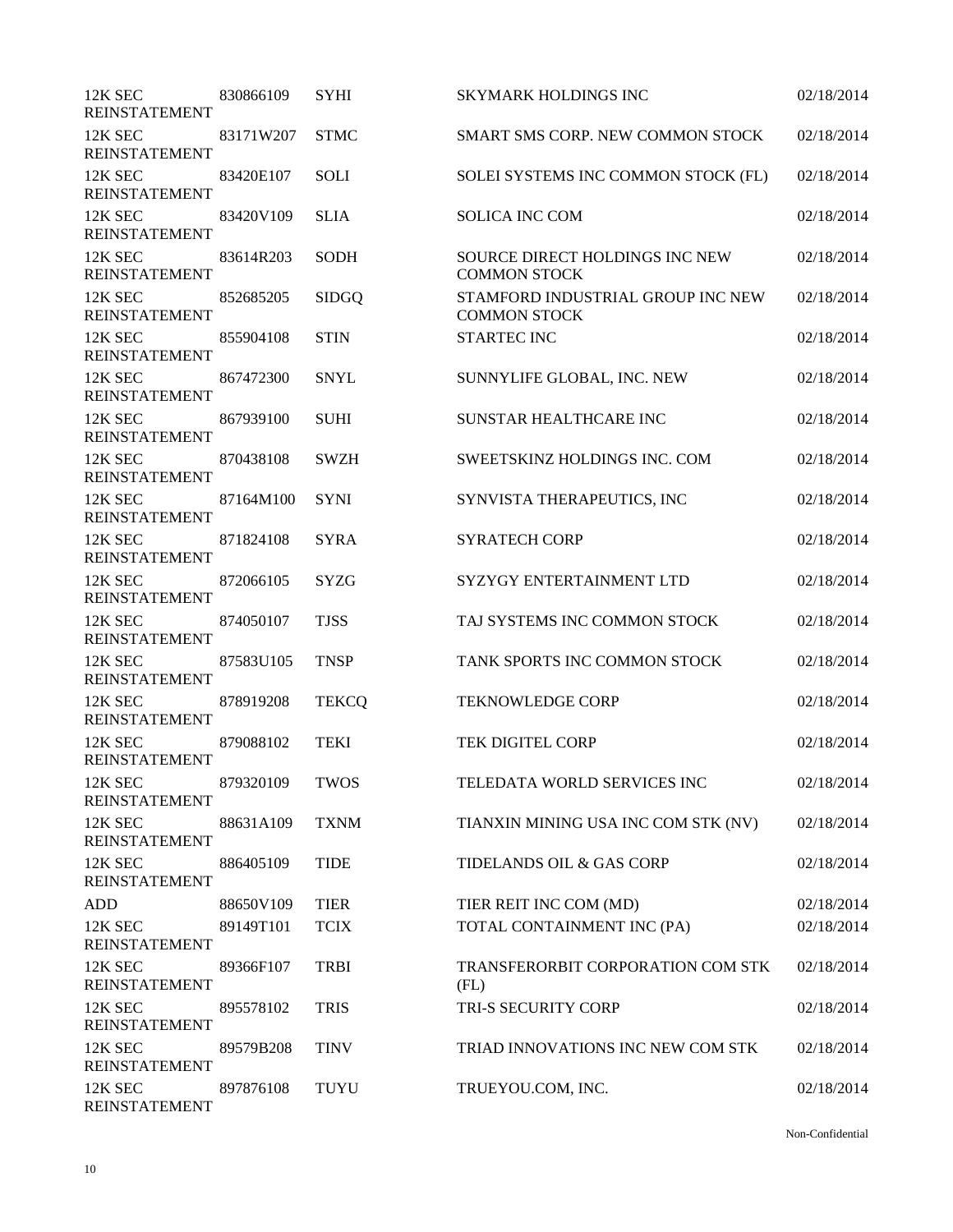| | | | | |
|---|---|---|---|---|
| 12K SEC REINSTATEMENT | 830866109 | SYHI | SKYMARK HOLDINGS INC | 02/18/2014 |
| 12K SEC REINSTATEMENT | 83171W207 | STMC | SMART SMS CORP. NEW COMMON STOCK | 02/18/2014 |
| 12K SEC REINSTATEMENT | 83420E107 | SOLI | SOLEI SYSTEMS INC COMMON STOCK (FL) | 02/18/2014 |
| 12K SEC REINSTATEMENT | 83420V109 | SLIA | SOLICA INC COM | 02/18/2014 |
| 12K SEC REINSTATEMENT | 83614R203 | SODH | SOURCE DIRECT HOLDINGS INC NEW COMMON STOCK | 02/18/2014 |
| 12K SEC REINSTATEMENT | 852685205 | SIDGQ | STAMFORD INDUSTRIAL GROUP INC NEW COMMON STOCK | 02/18/2014 |
| 12K SEC REINSTATEMENT | 855904108 | STIN | STARTEC INC | 02/18/2014 |
| 12K SEC REINSTATEMENT | 867472300 | SNYL | SUNNYLIFE GLOBAL, INC. NEW | 02/18/2014 |
| 12K SEC REINSTATEMENT | 867939100 | SUHI | SUNSTAR HEALTHCARE INC | 02/18/2014 |
| 12K SEC REINSTATEMENT | 870438108 | SWZH | SWEETSKINZ HOLDINGS INC. COM | 02/18/2014 |
| 12K SEC REINSTATEMENT | 87164M100 | SYNI | SYNVISTA THERAPEUTICS, INC | 02/18/2014 |
| 12K SEC REINSTATEMENT | 871824108 | SYRA | SYRATECH CORP | 02/18/2014 |
| 12K SEC REINSTATEMENT | 872066105 | SYZG | SYZYGY ENTERTAINMENT LTD | 02/18/2014 |
| 12K SEC REINSTATEMENT | 874050107 | TJSS | TAJ SYSTEMS INC COMMON STOCK | 02/18/2014 |
| 12K SEC REINSTATEMENT | 87583U105 | TNSP | TANK SPORTS INC COMMON STOCK | 02/18/2014 |
| 12K SEC REINSTATEMENT | 878919208 | TEKCQ | TEKNOWLEDGE CORP | 02/18/2014 |
| 12K SEC REINSTATEMENT | 879088102 | TEKI | TEK DIGITEL CORP | 02/18/2014 |
| 12K SEC REINSTATEMENT | 879320109 | TWOS | TELEDATA WORLD SERVICES INC | 02/18/2014 |
| 12K SEC REINSTATEMENT | 88631A109 | TXNM | TIANXIN MINING USA INC COM STK (NV) | 02/18/2014 |
| 12K SEC REINSTATEMENT | 886405109 | TIDE | TIDELANDS OIL & GAS CORP | 02/18/2014 |
| ADD | 88650V109 | TIER | TIER REIT INC COM (MD) | 02/18/2014 |
| 12K SEC REINSTATEMENT | 89149T101 | TCIX | TOTAL CONTAINMENT INC (PA) | 02/18/2014 |
| 12K SEC REINSTATEMENT | 89366F107 | TRBI | TRANSFERORBIT CORPORATION COM STK (FL) | 02/18/2014 |
| 12K SEC REINSTATEMENT | 895578102 | TRIS | TRI-S SECURITY CORP | 02/18/2014 |
| 12K SEC REINSTATEMENT | 89579B208 | TINV | TRIAD INNOVATIONS INC NEW COM STK | 02/18/2014 |
| 12K SEC REINSTATEMENT | 897876108 | TUYU | TRUEYOU.COM, INC. | 02/18/2014 |

Non-Confidential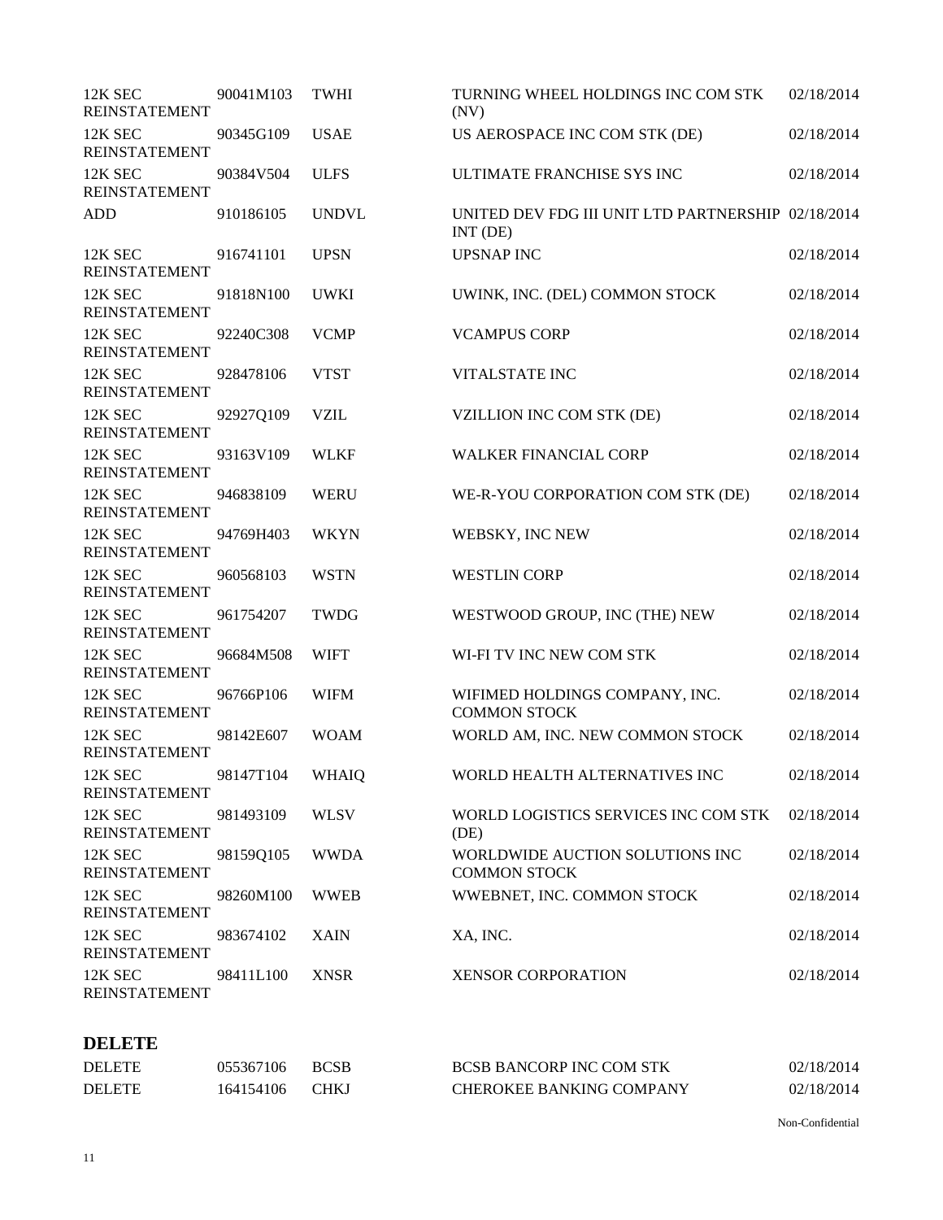| | | | | |
|---|---|---|---|---|
| 12K SEC REINSTATEMENT | 90041M103 | TWHI | TURNING WHEEL HOLDINGS INC COM STK (NV) | 02/18/2014 |
| 12K SEC REINSTATEMENT | 90345G109 | USAE | US AEROSPACE INC COM STK (DE) | 02/18/2014 |
| 12K SEC REINSTATEMENT | 90384V504 | ULFS | ULTIMATE FRANCHISE SYS INC | 02/18/2014 |
| ADD | 910186105 | UNDVL | UNITED DEV FDG III UNIT LTD PARTNERSHIP INT (DE) | 02/18/2014 |
| 12K SEC REINSTATEMENT | 916741101 | UPSN | UPSNAP INC | 02/18/2014 |
| 12K SEC REINSTATEMENT | 91818N100 | UWKI | UWINK, INC. (DEL) COMMON STOCK | 02/18/2014 |
| 12K SEC REINSTATEMENT | 92240C308 | VCMP | VCAMPUS CORP | 02/18/2014 |
| 12K SEC REINSTATEMENT | 928478106 | VTST | VITALSTATE INC | 02/18/2014 |
| 12K SEC REINSTATEMENT | 92927Q109 | VZIL | VZILLION INC COM STK (DE) | 02/18/2014 |
| 12K SEC REINSTATEMENT | 93163V109 | WLKF | WALKER FINANCIAL CORP | 02/18/2014 |
| 12K SEC REINSTATEMENT | 946838109 | WERU | WE-R-YOU CORPORATION COM STK (DE) | 02/18/2014 |
| 12K SEC REINSTATEMENT | 94769H403 | WKYN | WEBSKY, INC NEW | 02/18/2014 |
| 12K SEC REINSTATEMENT | 960568103 | WSTN | WESTLIN CORP | 02/18/2014 |
| 12K SEC REINSTATEMENT | 961754207 | TWDG | WESTWOOD GROUP, INC (THE) NEW | 02/18/2014 |
| 12K SEC REINSTATEMENT | 96684M508 | WIFT | WI-FI TV INC NEW COM STK | 02/18/2014 |
| 12K SEC REINSTATEMENT | 96766P106 | WIFM | WIFIMED HOLDINGS COMPANY, INC. COMMON STOCK | 02/18/2014 |
| 12K SEC REINSTATEMENT | 98142E607 | WOAM | WORLD AM, INC. NEW COMMON STOCK | 02/18/2014 |
| 12K SEC REINSTATEMENT | 98147T104 | WHAIQ | WORLD HEALTH ALTERNATIVES INC | 02/18/2014 |
| 12K SEC REINSTATEMENT | 981493109 | WLSV | WORLD LOGISTICS SERVICES INC COM STK (DE) | 02/18/2014 |
| 12K SEC REINSTATEMENT | 98159Q105 | WWDA | WORLDWIDE AUCTION SOLUTIONS INC COMMON STOCK | 02/18/2014 |
| 12K SEC REINSTATEMENT | 98260M100 | WWEB | WWEBNET, INC. COMMON STOCK | 02/18/2014 |
| 12K SEC REINSTATEMENT | 983674102 | XAIN | XA, INC. | 02/18/2014 |
| 12K SEC REINSTATEMENT | 98411L100 | XNSR | XENSOR CORPORATION | 02/18/2014 |

## DELETE

| | | | | |
|---|---|---|---|---|
| DELETE | 055367106 | BCSB | BCSB BANCORP INC COM STK | 02/18/2014 |
| DELETE | 164154106 | CHKJ | CHEROKEE BANKING COMPANY | 02/18/2014 |

Non-Confidential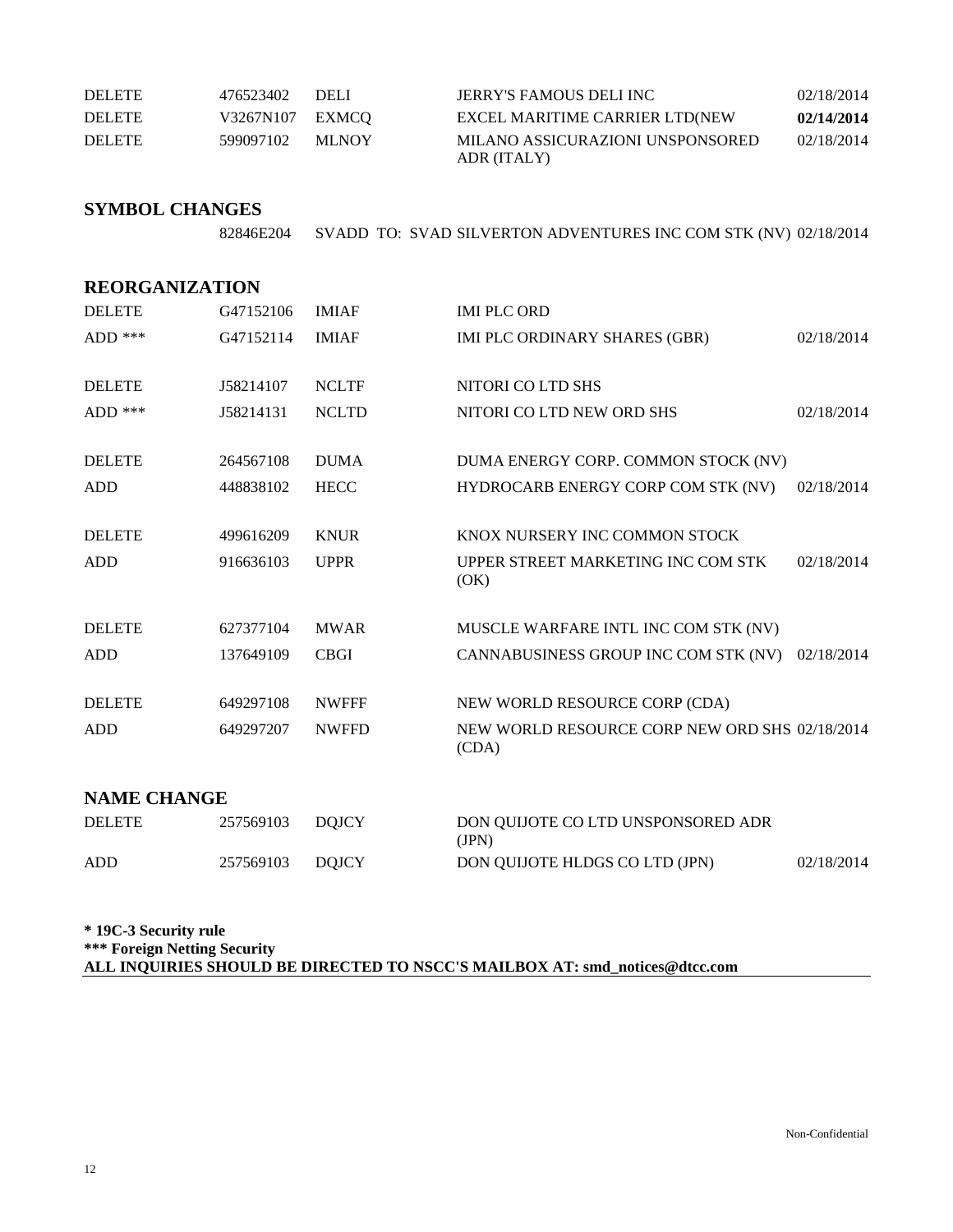| | | | | |
|---|---|---|---|---|
| DELETE | 476523402 | DELI | JERRY'S FAMOUS DELI INC | 02/18/2014 |
| DELETE | V3267N107 | EXMCQ | EXCEL MARITIME CARRIER LTD(NEW | **02/14/2014** |
| DELETE | 599097102 | MLNOY | MILANO ASSICURAZIONI UNSPONSORED ADR (ITALY) | 02/18/2014 |

## SYMBOL CHANGES

| | | | |
|---|---|---|---|
| | 82846E204 | SVADD TO: SVAD SILVERTON ADVENTURES INC COM STK (NV) | 02/18/2014 |

## REORGANIZATION

| | | | | |
|---|---|---|---|---|
| DELETE | G47152106 | IMIAF | IMI PLC ORD | |
| ADD *** | G47152114 | IMIAF | IMI PLC ORDINARY SHARES (GBR) | 02/18/2014 |
| DELETE | J58214107 | NCLTF | NITORI CO LTD SHS | |
| ADD *** | J58214131 | NCLTD | NITORI CO LTD NEW ORD SHS | 02/18/2014 |
| DELETE | 264567108 | DUMA | DUMA ENERGY CORP. COMMON STOCK (NV) | |
| ADD | 448838102 | HECC | HYDROCARB ENERGY CORP COM STK (NV) | 02/18/2014 |
| DELETE | 499616209 | KNUR | KNOX NURSERY INC COMMON STOCK | |
| ADD | 916636103 | UPPR | UPPER STREET MARKETING INC COM STK (OK) | 02/18/2014 |
| DELETE | 627377104 | MWAR | MUSCLE WARFARE INTL INC COM STK (NV) | |
| ADD | 137649109 | CBGI | CANNABUSINESS GROUP INC COM STK (NV) | 02/18/2014 |
| DELETE | 649297108 | NWFFF | NEW WORLD RESOURCE CORP (CDA) | |
| ADD | 649297207 | NWFFD | NEW WORLD RESOURCE CORP NEW ORD SHS (CDA) | 02/18/2014 |

## NAME CHANGE

| | | | | |
|---|---|---|---|---|
| DELETE | 257569103 | DQJCY | DON QUIJOTE CO LTD UNSPONSORED ADR (JPN) | |
| ADD | 257569103 | DQJCY | DON QUIJOTE HLDGS CO LTD (JPN) | 02/18/2014 |

**\* 19C-3 Security rule**
**\*\*\* Foreign Netting Security**
**ALL INQUIRIES SHOULD BE DIRECTED TO NSCC'S MAILBOX AT: smd_notices@dtcc.com**

Non-Confidential